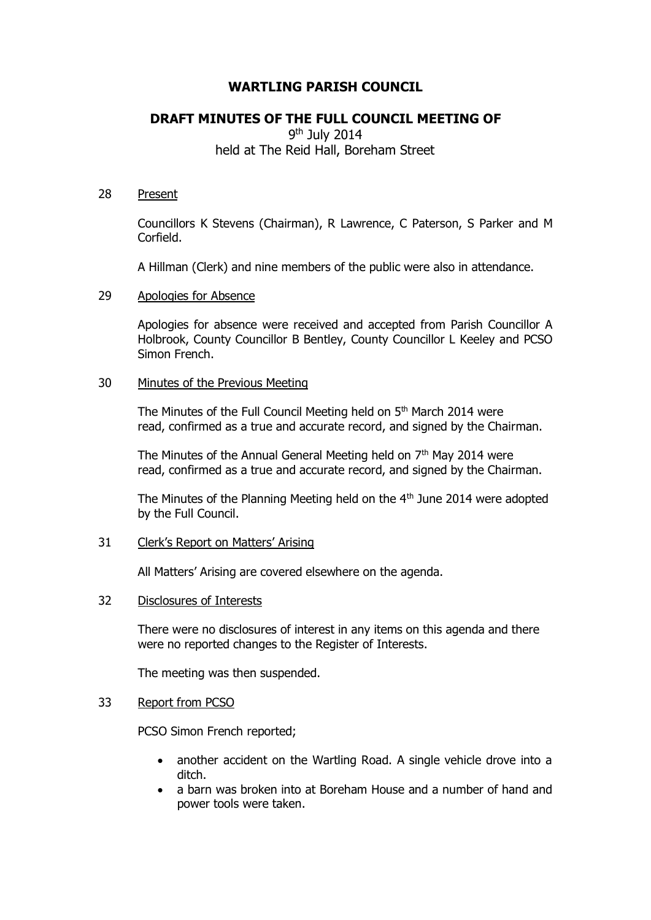# WARTLING PARISH COUNCIL

## DRAFT MINUTES OF THE FULL COUNCIL MEETING OF

9th July 2014
held at The Reid Hall, Boreham Street

28 Present

Councillors K Stevens (Chairman), R Lawrence, C Paterson, S Parker and M Corfield.

A Hillman (Clerk) and nine members of the public were also in attendance.

29 Apologies for Absence

Apologies for absence were received and accepted from Parish Councillor A Holbrook, County Councillor B Bentley, County Councillor L Keeley and PCSO Simon French.

30 Minutes of the Previous Meeting

The Minutes of the Full Council Meeting held on 5th March 2014 were read, confirmed as a true and accurate record, and signed by the Chairman.

The Minutes of the Annual General Meeting held on 7th May 2014 were read, confirmed as a true and accurate record, and signed by the Chairman.

The Minutes of the Planning Meeting held on the 4th June 2014 were adopted by the Full Council.

31 Clerk's Report on Matters' Arising

All Matters' Arising are covered elsewhere on the agenda.

32 Disclosures of Interests

There were no disclosures of interest in any items on this agenda and there were no reported changes to the Register of Interests.

The meeting was then suspended.

33 Report from PCSO

PCSO Simon French reported;

- another accident on the Wartling Road. A single vehicle drove into a ditch.
- a barn was broken into at Boreham House and a number of hand and power tools were taken.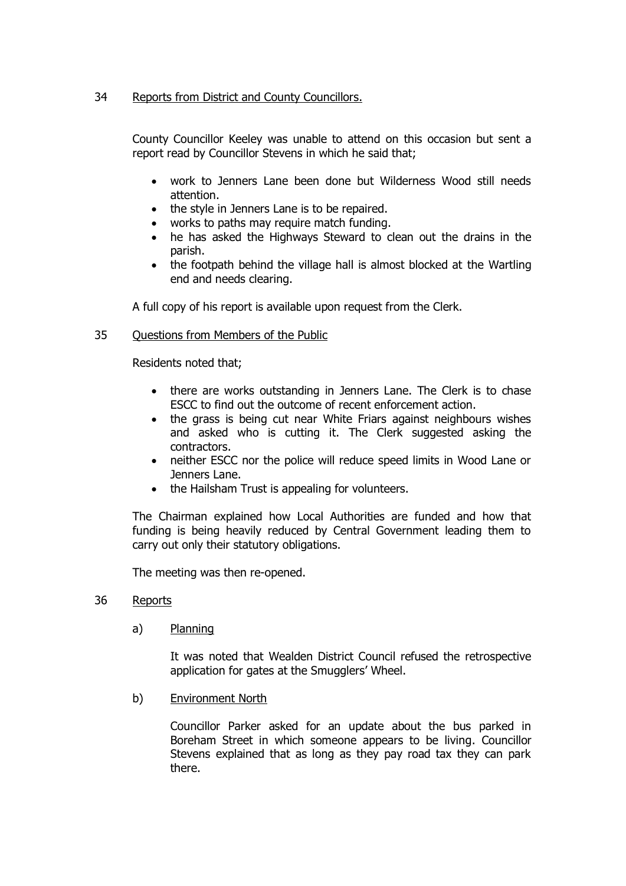34 Reports from District and County Councillors.

County Councillor Keeley was unable to attend on this occasion but sent a report read by Councillor Stevens in which he said that;

- work to Jenners Lane been done but Wilderness Wood still needs attention.
- the style in Jenners Lane is to be repaired.
- works to paths may require match funding.
- he has asked the Highways Steward to clean out the drains in the parish.
- the footpath behind the village hall is almost blocked at the Wartling end and needs clearing.

A full copy of his report is available upon request from the Clerk.

35 Questions from Members of the Public

Residents noted that;

- there are works outstanding in Jenners Lane. The Clerk is to chase ESCC to find out the outcome of recent enforcement action.
- the grass is being cut near White Friars against neighbours wishes and asked who is cutting it. The Clerk suggested asking the contractors.
- neither ESCC nor the police will reduce speed limits in Wood Lane or Jenners Lane.
- the Hailsham Trust is appealing for volunteers.

The Chairman explained how Local Authorities are funded and how that funding is being heavily reduced by Central Government leading them to carry out only their statutory obligations.

The meeting was then re-opened.

36 Reports

a) Planning

It was noted that Wealden District Council refused the retrospective application for gates at the Smugglers' Wheel.

b) Environment North

Councillor Parker asked for an update about the bus parked in Boreham Street in which someone appears to be living. Councillor Stevens explained that as long as they pay road tax they can park there.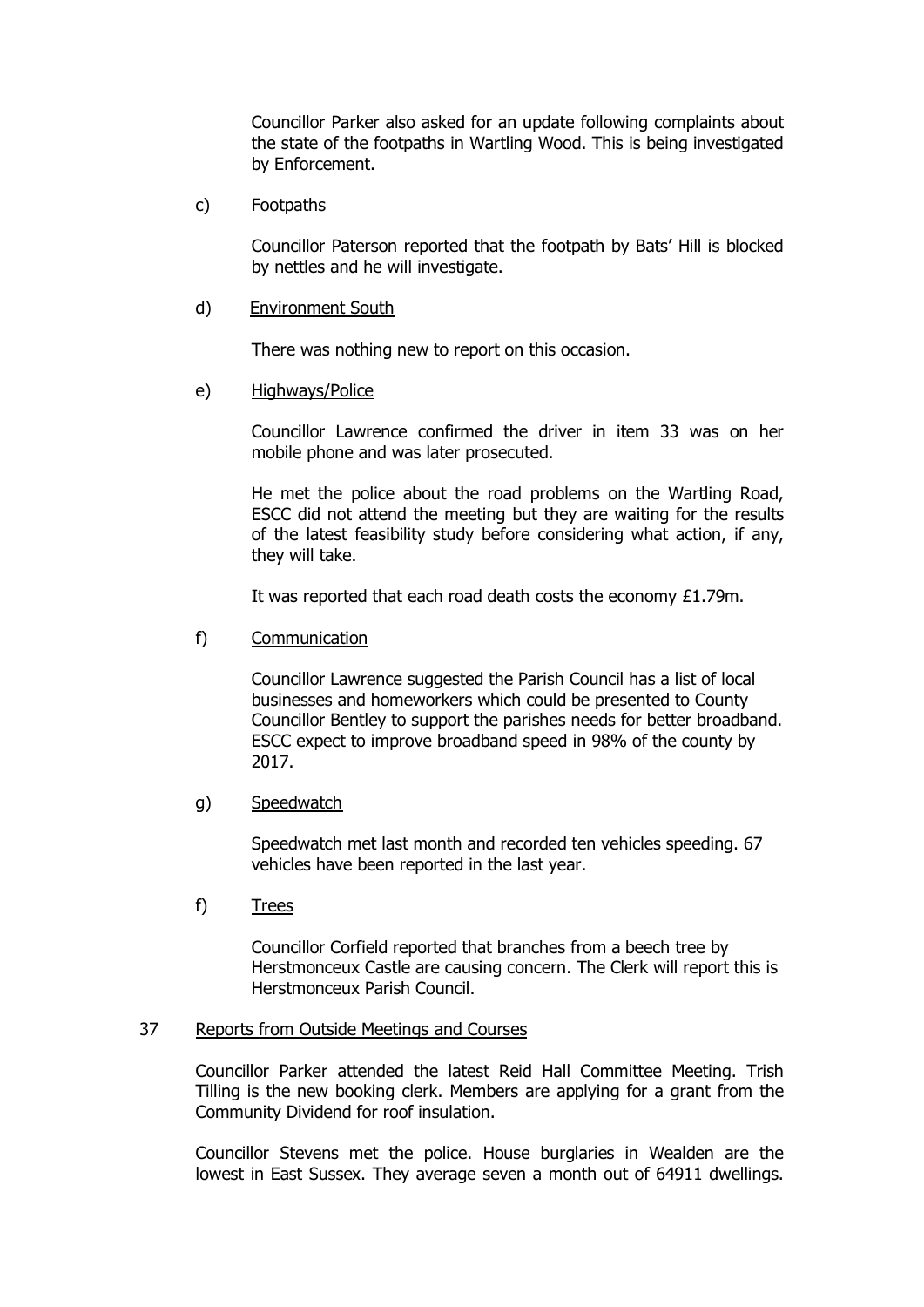Councillor Parker also asked for an update following complaints about the state of the footpaths in Wartling Wood. This is being investigated by Enforcement.

c) Footpaths

Councillor Paterson reported that the footpath by Bats' Hill is blocked by nettles and he will investigate.

d) Environment South

There was nothing new to report on this occasion.

e) Highways/Police

Councillor Lawrence confirmed the driver in item 33 was on her mobile phone and was later prosecuted.

He met the police about the road problems on the Wartling Road, ESCC did not attend the meeting but they are waiting for the results of the latest feasibility study before considering what action, if any, they will take.

It was reported that each road death costs the economy £1.79m.

f) Communication

Councillor Lawrence suggested the Parish Council has a list of local businesses and homeworkers which could be presented to County Councillor Bentley to support the parishes needs for better broadband. ESCC expect to improve broadband speed in 98% of the county by 2017.

g) Speedwatch

Speedwatch met last month and recorded ten vehicles speeding. 67 vehicles have been reported in the last year.

f) Trees

Councillor Corfield reported that branches from a beech tree by Herstmonceux Castle are causing concern. The Clerk will report this is Herstmonceux Parish Council.

## 37 Reports from Outside Meetings and Courses

Councillor Parker attended the latest Reid Hall Committee Meeting. Trish Tilling is the new booking clerk. Members are applying for a grant from the Community Dividend for roof insulation.

Councillor Stevens met the police. House burglaries in Wealden are the lowest in East Sussex. They average seven a month out of 64911 dwellings.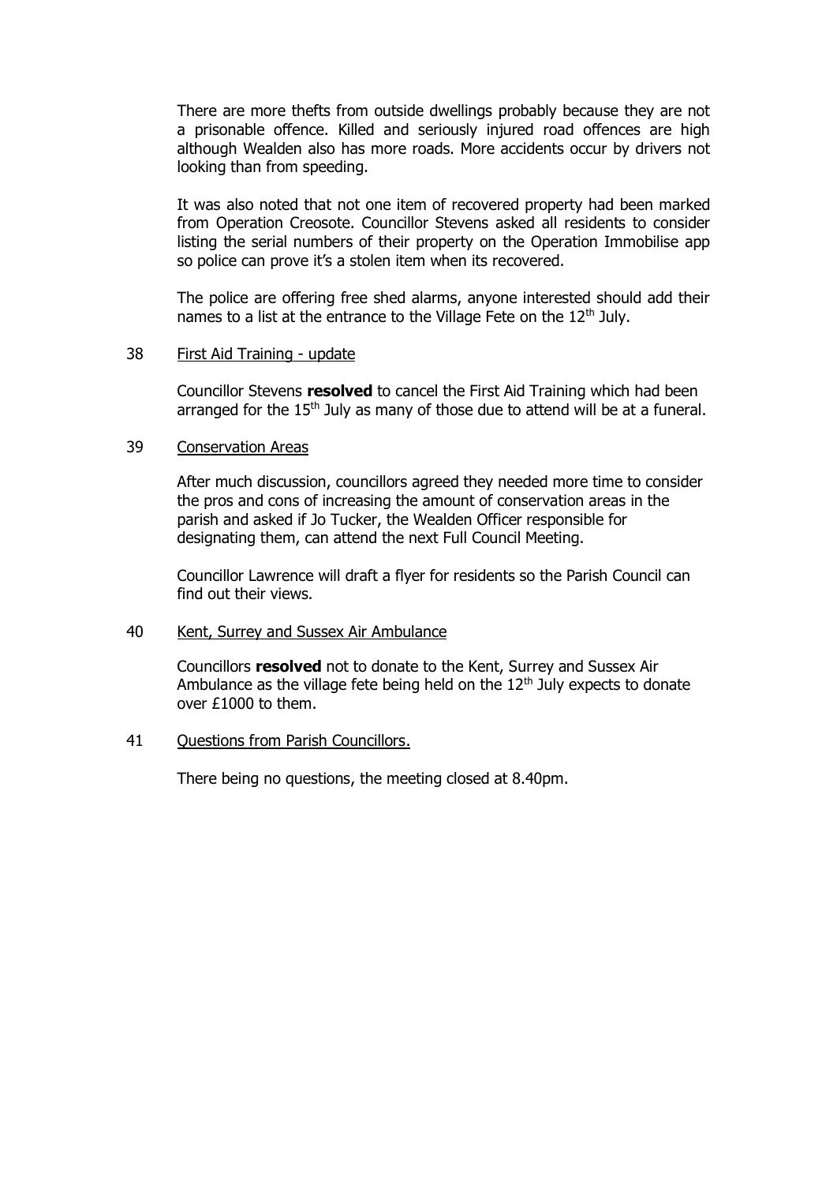There are more thefts from outside dwellings probably because they are not a prisonable offence. Killed and seriously injured road offences are high although Wealden also has more roads. More accidents occur by drivers not looking than from speeding.

It was also noted that not one item of recovered property had been marked from Operation Creosote. Councillor Stevens asked all residents to consider listing the serial numbers of their property on the Operation Immobilise app so police can prove it's a stolen item when its recovered.

The police are offering free shed alarms, anyone interested should add their names to a list at the entrance to the Village Fete on the 12th July.

38 First Aid Training - update

Councillor Stevens **resolved** to cancel the First Aid Training which had been arranged for the 15th July as many of those due to attend will be at a funeral.

39 Conservation Areas

After much discussion, councillors agreed they needed more time to consider the pros and cons of increasing the amount of conservation areas in the parish and asked if Jo Tucker, the Wealden Officer responsible for designating them, can attend the next Full Council Meeting.

Councillor Lawrence will draft a flyer for residents so the Parish Council can find out their views.

40 Kent, Surrey and Sussex Air Ambulance

Councillors **resolved** not to donate to the Kent, Surrey and Sussex Air Ambulance as the village fete being held on the 12th July expects to donate over £1000 to them.

41 Questions from Parish Councillors.

There being no questions, the meeting closed at 8.40pm.